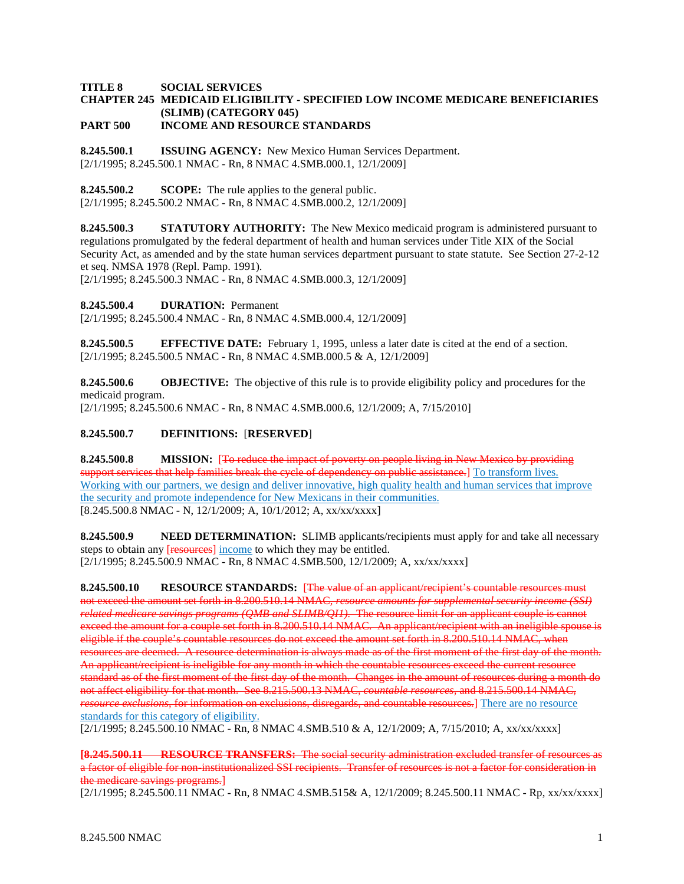**TITLE 8 SOCIAL SERVICES**
**CHAPTER 245 MEDICAID ELIGIBILITY - SPECIFIED LOW INCOME MEDICARE BENEFICIARIES (SLIMB) (CATEGORY 045)**
**PART 500 INCOME AND RESOURCE STANDARDS**

**8.245.500.1 ISSUING AGENCY:** New Mexico Human Services Department.
[2/1/1995; 8.245.500.1 NMAC - Rn, 8 NMAC 4.SMB.000.1, 12/1/2009]

**8.245.500.2 SCOPE:** The rule applies to the general public.
[2/1/1995; 8.245.500.2 NMAC - Rn, 8 NMAC 4.SMB.000.2, 12/1/2009]

**8.245.500.3 STATUTORY AUTHORITY:** The New Mexico medicaid program is administered pursuant to regulations promulgated by the federal department of health and human services under Title XIX of the Social Security Act, as amended and by the state human services department pursuant to state statute. See Section 27-2-12 et seq. NMSA 1978 (Repl. Pamp. 1991).
[2/1/1995; 8.245.500.3 NMAC - Rn, 8 NMAC 4.SMB.000.3, 12/1/2009]

**8.245.500.4 DURATION:** Permanent
[2/1/1995; 8.245.500.4 NMAC - Rn, 8 NMAC 4.SMB.000.4, 12/1/2009]

**8.245.500.5 EFFECTIVE DATE:** February 1, 1995, unless a later date is cited at the end of a section.
[2/1/1995; 8.245.500.5 NMAC - Rn, 8 NMAC 4.SMB.000.5 & A, 12/1/2009]

**8.245.500.6 OBJECTIVE:** The objective of this rule is to provide eligibility policy and procedures for the medicaid program.
[2/1/1995; 8.245.500.6 NMAC - Rn, 8 NMAC 4.SMB.000.6, 12/1/2009; A, 7/15/2010]

**8.245.500.7 DEFINITIONS:** [**RESERVED**]

**8.245.500.8 MISSION:** [~~To reduce the impact of poverty on people living in New Mexico by providing support services that help families break the cycle of dependency on public assistance.~~] To transform lives. Working with our partners, we design and deliver innovative, high quality health and human services that improve the security and promote independence for New Mexicans in their communities.
[8.245.500.8 NMAC - N, 12/1/2009; A, 10/1/2012; A, xx/xx/xxxx]

**8.245.500.9 NEED DETERMINATION:** SLIMB applicants/recipients must apply for and take all necessary steps to obtain any [~~resources~~] income to which they may be entitled.
[2/1/1995; 8.245.500.9 NMAC - Rn, 8 NMAC 4.SMB.500, 12/1/2009; A, xx/xx/xxxx]

**8.245.500.10 RESOURCE STANDARDS:** [~~The value of an applicant/recipient's countable resources must not exceed the amount set forth in 8.200.510.14 NMAC, *resource amounts for supplemental security income (SSI) related medicare savings programs (QMB and SLIMB/QI1)*. The resource limit for an applicant couple is cannot exceed the amount for a couple set forth in 8.200.510.14 NMAC. An applicant/recipient with an ineligible spouse is eligible if the couple's countable resources do not exceed the amount set forth in 8.200.510.14 NMAC, when resources are deemed. A resource determination is always made as of the first moment of the first day of the month. An applicant/recipient is ineligible for any month in which the countable resources exceed the current resource standard as of the first moment of the first day of the month. Changes in the amount of resources during a month do not affect eligibility for that month. See 8.215.500.13 NMAC, *countable resources*, and 8.215.500.14 NMAC, *resource exclusions*, for information on exclusions, disregards, and countable resources.~~] There are no resource standards for this category of eligibility.
[2/1/1995; 8.245.500.10 NMAC - Rn, 8 NMAC 4.SMB.510 & A, 12/1/2009; A, 7/15/2010; A, xx/xx/xxxx]

[~~**8.245.500.11 RESOURCE TRANSFERS:** The social security administration excluded transfer of resources as a factor of eligible for non-institutionalized SSI recipients. Transfer of resources is not a factor for consideration in the medicare savings programs.~~]
[2/1/1995; 8.245.500.11 NMAC - Rn, 8 NMAC 4.SMB.515& A, 12/1/2009; 8.245.500.11 NMAC - Rp, xx/xx/xxxx]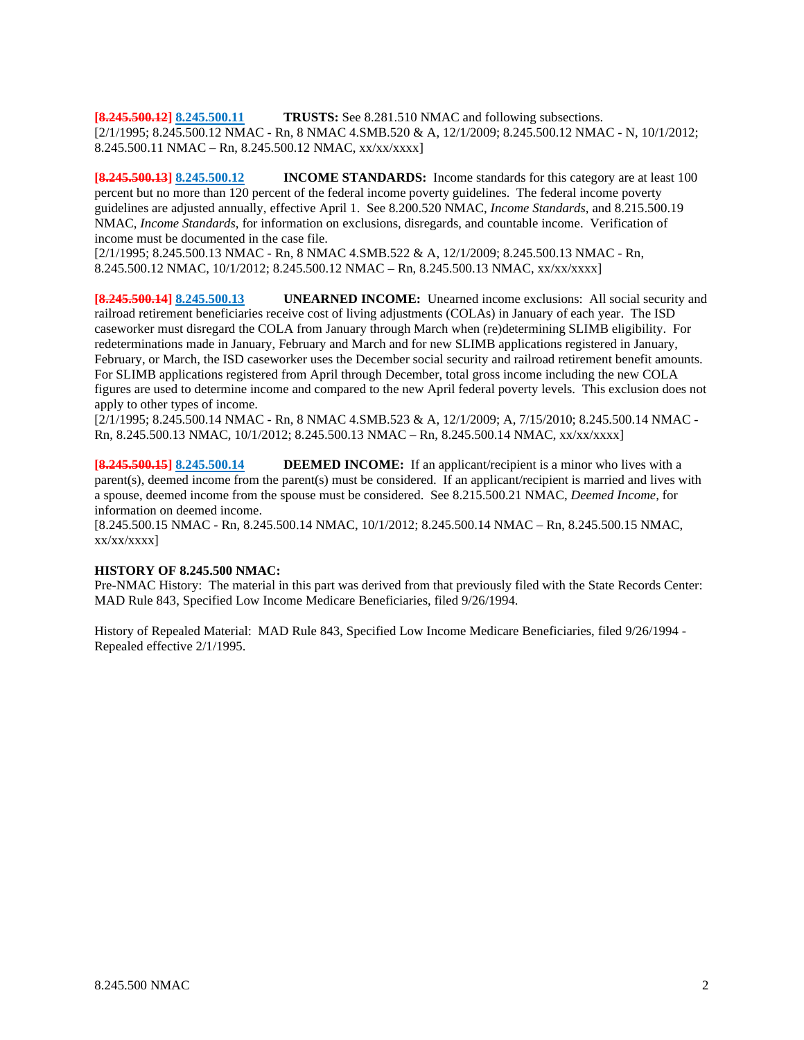**~~[8.245.500.12]~~** **8.245.500.11** **TRUSTS:** See 8.281.510 NMAC and following subsections.
[2/1/1995; 8.245.500.12 NMAC - Rn, 8 NMAC 4.SMB.520 & A, 12/1/2009; 8.245.500.12 NMAC - N, 10/1/2012; 8.245.500.11 NMAC – Rn, 8.245.500.12 NMAC, xx/xx/xxxx]

**~~[8.245.500.13]~~** **8.245.500.12** **INCOME STANDARDS:** Income standards for this category are at least 100 percent but no more than 120 percent of the federal income poverty guidelines. The federal income poverty guidelines are adjusted annually, effective April 1. See 8.200.520 NMAC, *Income Standards*, and 8.215.500.19 NMAC, *Income Standards*, for information on exclusions, disregards, and countable income. Verification of income must be documented in the case file.
[2/1/1995; 8.245.500.13 NMAC - Rn, 8 NMAC 4.SMB.522 & A, 12/1/2009; 8.245.500.13 NMAC - Rn, 8.245.500.12 NMAC, 10/1/2012; 8.245.500.12 NMAC – Rn, 8.245.500.13 NMAC, xx/xx/xxxx]

**~~[8.245.500.14]~~** **8.245.500.13** **UNEARNED INCOME:** Unearned income exclusions: All social security and railroad retirement beneficiaries receive cost of living adjustments (COLAs) in January of each year. The ISD caseworker must disregard the COLA from January through March when (re)determining SLIMB eligibility. For redeterminations made in January, February and March and for new SLIMB applications registered in January, February, or March, the ISD caseworker uses the December social security and railroad retirement benefit amounts. For SLIMB applications registered from April through December, total gross income including the new COLA figures are used to determine income and compared to the new April federal poverty levels. This exclusion does not apply to other types of income.
[2/1/1995; 8.245.500.14 NMAC - Rn, 8 NMAC 4.SMB.523 & A, 12/1/2009; A, 7/15/2010; 8.245.500.14 NMAC - Rn, 8.245.500.13 NMAC, 10/1/2012; 8.245.500.13 NMAC – Rn, 8.245.500.14 NMAC, xx/xx/xxxx]

**~~[8.245.500.15]~~** **8.245.500.14** **DEEMED INCOME:** If an applicant/recipient is a minor who lives with a parent(s), deemed income from the parent(s) must be considered. If an applicant/recipient is married and lives with a spouse, deemed income from the spouse must be considered. See 8.215.500.21 NMAC, *Deemed Income*, for information on deemed income.
[8.245.500.15 NMAC - Rn, 8.245.500.14 NMAC, 10/1/2012; 8.245.500.14 NMAC – Rn, 8.245.500.15 NMAC, xx/xx/xxxx]

**HISTORY OF 8.245.500 NMAC:**
Pre-NMAC History: The material in this part was derived from that previously filed with the State Records Center: MAD Rule 843, Specified Low Income Medicare Beneficiaries, filed 9/26/1994.

History of Repealed Material: MAD Rule 843, Specified Low Income Medicare Beneficiaries, filed 9/26/1994 - Repealed effective 2/1/1995.